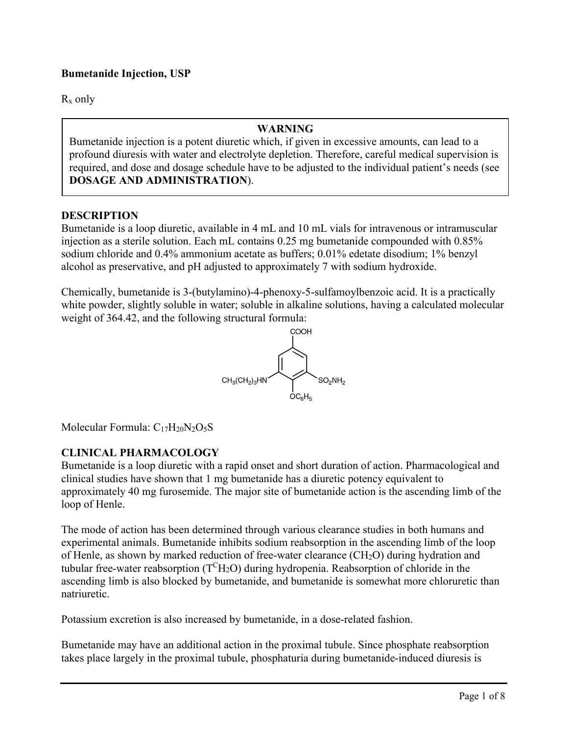**Bumetanide Injection, USP**

$R_x$ only

> **WARNING**
>
> Bumetanide injection is a potent diuretic which, if given in excessive amounts, can lead to a profound diuresis with water and electrolyte depletion. Therefore, careful medical supervision is required, and dose and dosage schedule have to be adjusted to the individual patient's needs (see **DOSAGE AND ADMINISTRATION**).

## DESCRIPTION

Bumetanide is a loop diuretic, available in 4 mL and 10 mL vials for intravenous or intramuscular injection as a sterile solution. Each mL contains 0.25 mg bumetanide compounded with 0.85% sodium chloride and 0.4% ammonium acetate as buffers; 0.01% edetate disodium; 1% benzyl alcohol as preservative, and pH adjusted to approximately 7 with sodium hydroxide.

Chemically, bumetanide is 3-(butylamino)-4-phenoxy-5-sulfamoylbenzoic acid. It is a practically white powder, slightly soluble in water; soluble in alkaline solutions, having a calculated molecular weight of 364.42, and the following structural formula:

COOH

$CH_3(CH_2)_3HN$ — $SO_2NH_2$

$OC_6H_5$

Molecular Formula: $C_{17}H_{20}N_2O_5S$

## CLINICAL PHARMACOLOGY

Bumetanide is a loop diuretic with a rapid onset and short duration of action. Pharmacological and clinical studies have shown that 1 mg bumetanide has a diuretic potency equivalent to approximately 40 mg furosemide. The major site of bumetanide action is the ascending limb of the loop of Henle.

The mode of action has been determined through various clearance studies in both humans and experimental animals. Bumetanide inhibits sodium reabsorption in the ascending limb of the loop of Henle, as shown by marked reduction of free-water clearance ($CH_2O$) during hydration and tubular free-water reabsorption ($T^CH_2O$) during hydropenia. Reabsorption of chloride in the ascending limb is also blocked by bumetanide, and bumetanide is somewhat more chloruretic than natriuretic.

Potassium excretion is also increased by bumetanide, in a dose-related fashion.

Bumetanide may have an additional action in the proximal tubule. Since phosphate reabsorption takes place largely in the proximal tubule, phosphaturia during bumetanide-induced diuresis is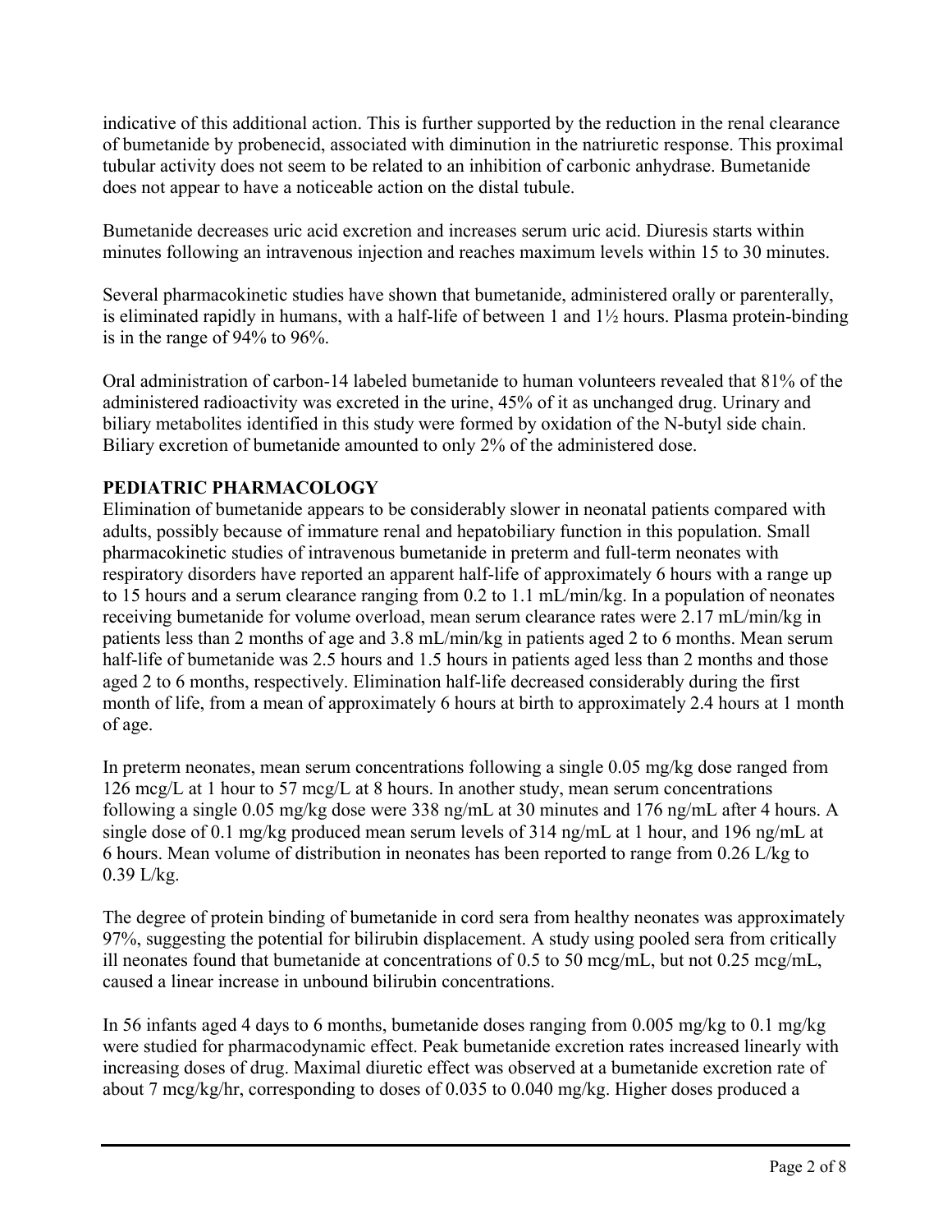indicative of this additional action. This is further supported by the reduction in the renal clearance of bumetanide by probenecid, associated with diminution in the natriuretic response. This proximal tubular activity does not seem to be related to an inhibition of carbonic anhydrase. Bumetanide does not appear to have a noticeable action on the distal tubule.

Bumetanide decreases uric acid excretion and increases serum uric acid. Diuresis starts within minutes following an intravenous injection and reaches maximum levels within 15 to 30 minutes.

Several pharmacokinetic studies have shown that bumetanide, administered orally or parenterally, is eliminated rapidly in humans, with a half-life of between 1 and 1½ hours. Plasma protein-binding is in the range of 94% to 96%.

Oral administration of carbon-14 labeled bumetanide to human volunteers revealed that 81% of the administered radioactivity was excreted in the urine, 45% of it as unchanged drug. Urinary and biliary metabolites identified in this study were formed by oxidation of the N-butyl side chain. Biliary excretion of bumetanide amounted to only 2% of the administered dose.

**PEDIATRIC PHARMACOLOGY**

Elimination of bumetanide appears to be considerably slower in neonatal patients compared with adults, possibly because of immature renal and hepatobiliary function in this population. Small pharmacokinetic studies of intravenous bumetanide in preterm and full-term neonates with respiratory disorders have reported an apparent half-life of approximately 6 hours with a range up to 15 hours and a serum clearance ranging from 0.2 to 1.1 mL/min/kg. In a population of neonates receiving bumetanide for volume overload, mean serum clearance rates were 2.17 mL/min/kg in patients less than 2 months of age and 3.8 mL/min/kg in patients aged 2 to 6 months. Mean serum half-life of bumetanide was 2.5 hours and 1.5 hours in patients aged less than 2 months and those aged 2 to 6 months, respectively. Elimination half-life decreased considerably during the first month of life, from a mean of approximately 6 hours at birth to approximately 2.4 hours at 1 month of age.

In preterm neonates, mean serum concentrations following a single 0.05 mg/kg dose ranged from 126 mcg/L at 1 hour to 57 mcg/L at 8 hours. In another study, mean serum concentrations following a single 0.05 mg/kg dose were 338 ng/mL at 30 minutes and 176 ng/mL after 4 hours. A single dose of 0.1 mg/kg produced mean serum levels of 314 ng/mL at 1 hour, and 196 ng/mL at 6 hours. Mean volume of distribution in neonates has been reported to range from 0.26 L/kg to 0.39 L/kg.

The degree of protein binding of bumetanide in cord sera from healthy neonates was approximately 97%, suggesting the potential for bilirubin displacement. A study using pooled sera from critically ill neonates found that bumetanide at concentrations of 0.5 to 50 mcg/mL, but not 0.25 mcg/mL, caused a linear increase in unbound bilirubin concentrations.

In 56 infants aged 4 days to 6 months, bumetanide doses ranging from 0.005 mg/kg to 0.1 mg/kg were studied for pharmacodynamic effect. Peak bumetanide excretion rates increased linearly with increasing doses of drug. Maximal diuretic effect was observed at a bumetanide excretion rate of about 7 mcg/kg/hr, corresponding to doses of 0.035 to 0.040 mg/kg. Higher doses produced a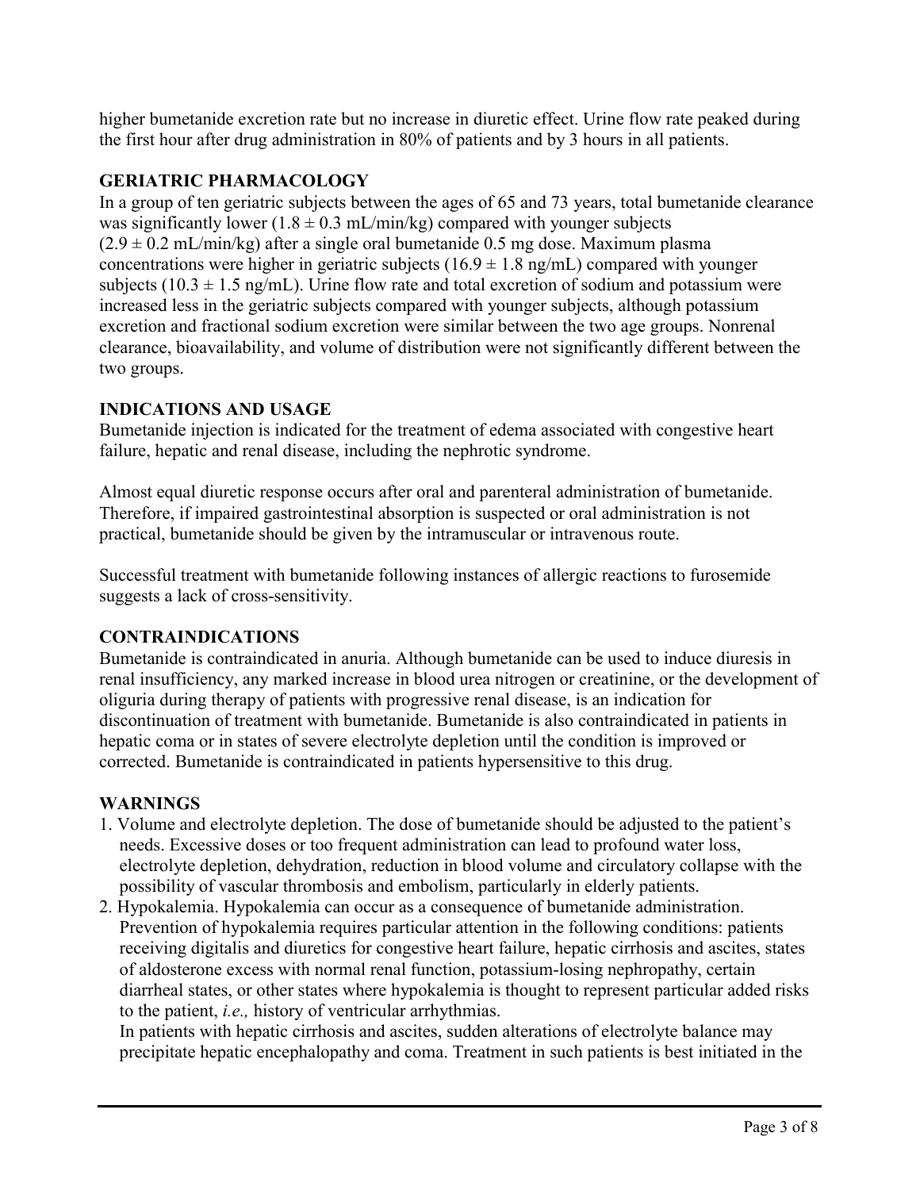higher bumetanide excretion rate but no increase in diuretic effect. Urine flow rate peaked during the first hour after drug administration in 80% of patients and by 3 hours in all patients.

## GERIATRIC PHARMACOLOGY

In a group of ten geriatric subjects between the ages of 65 and 73 years, total bumetanide clearance was significantly lower ($1.8 \pm 0.3$ mL/min/kg) compared with younger subjects ($2.9 \pm 0.2$ mL/min/kg) after a single oral bumetanide 0.5 mg dose. Maximum plasma concentrations were higher in geriatric subjects ($16.9 \pm 1.8$ ng/mL) compared with younger subjects ($10.3 \pm 1.5$ ng/mL). Urine flow rate and total excretion of sodium and potassium were increased less in the geriatric subjects compared with younger subjects, although potassium excretion and fractional sodium excretion were similar between the two age groups. Nonrenal clearance, bioavailability, and volume of distribution were not significantly different between the two groups.

## INDICATIONS AND USAGE

Bumetanide injection is indicated for the treatment of edema associated with congestive heart failure, hepatic and renal disease, including the nephrotic syndrome.

Almost equal diuretic response occurs after oral and parenteral administration of bumetanide. Therefore, if impaired gastrointestinal absorption is suspected or oral administration is not practical, bumetanide should be given by the intramuscular or intravenous route.

Successful treatment with bumetanide following instances of allergic reactions to furosemide suggests a lack of cross-sensitivity.

## CONTRAINDICATIONS

Bumetanide is contraindicated in anuria. Although bumetanide can be used to induce diuresis in renal insufficiency, any marked increase in blood urea nitrogen or creatinine, or the development of oliguria during therapy of patients with progressive renal disease, is an indication for discontinuation of treatment with bumetanide. Bumetanide is also contraindicated in patients in hepatic coma or in states of severe electrolyte depletion until the condition is improved or corrected. Bumetanide is contraindicated in patients hypersensitive to this drug.

## WARNINGS

1. Volume and electrolyte depletion. The dose of bumetanide should be adjusted to the patient's needs. Excessive doses or too frequent administration can lead to profound water loss, electrolyte depletion, dehydration, reduction in blood volume and circulatory collapse with the possibility of vascular thrombosis and embolism, particularly in elderly patients.
2. Hypokalemia. Hypokalemia can occur as a consequence of bumetanide administration. Prevention of hypokalemia requires particular attention in the following conditions: patients receiving digitalis and diuretics for congestive heart failure, hepatic cirrhosis and ascites, states of aldosterone excess with normal renal function, potassium-losing nephropathy, certain diarrheal states, or other states where hypokalemia is thought to represent particular added risks to the patient, *i.e.,* history of ventricular arrhythmias.

   In patients with hepatic cirrhosis and ascites, sudden alterations of electrolyte balance may precipitate hepatic encephalopathy and coma. Treatment in such patients is best initiated in the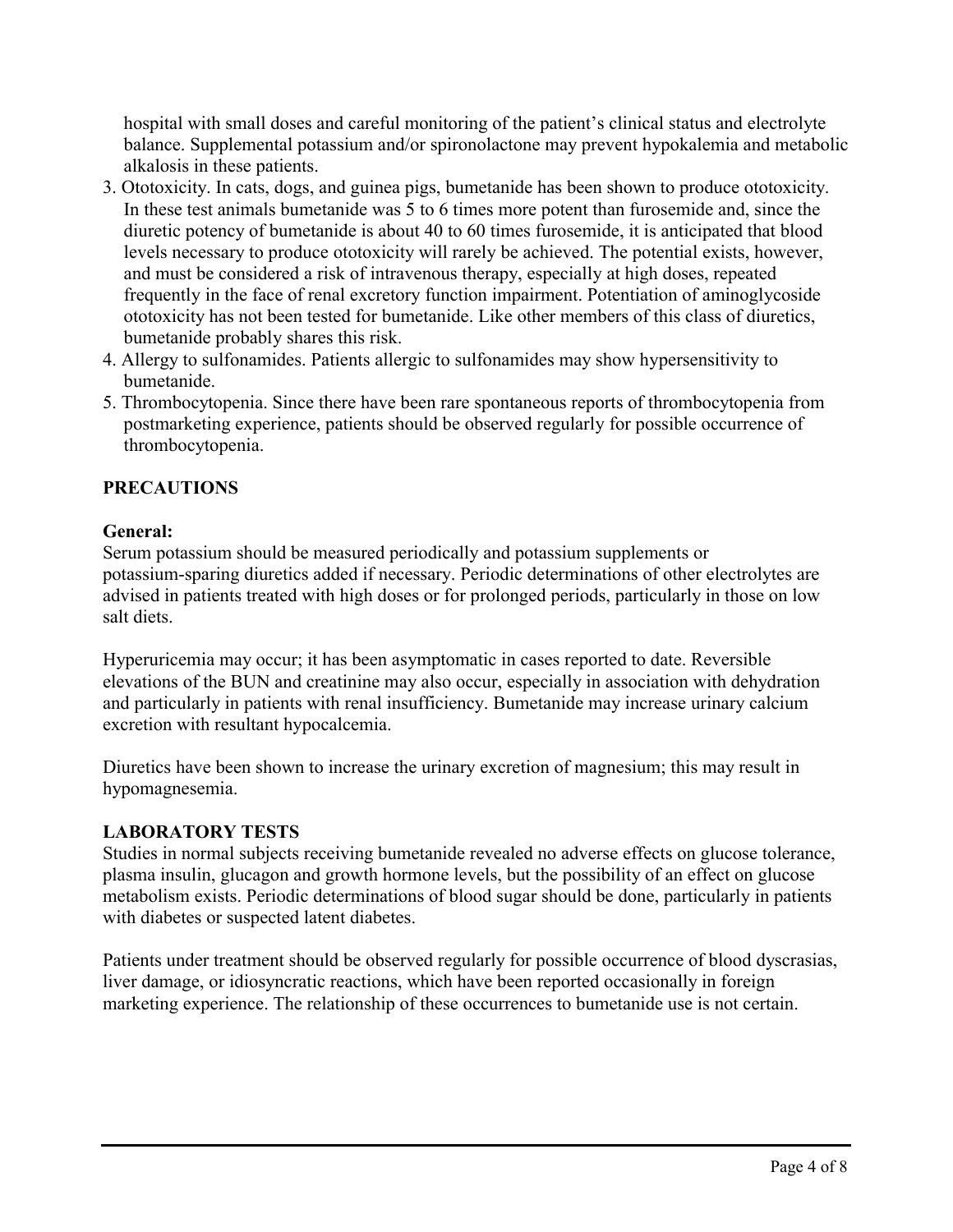hospital with small doses and careful monitoring of the patient's clinical status and electrolyte balance. Supplemental potassium and/or spironolactone may prevent hypokalemia and metabolic alkalosis in these patients.

3. Ototoxicity. In cats, dogs, and guinea pigs, bumetanide has been shown to produce ototoxicity. In these test animals bumetanide was 5 to 6 times more potent than furosemide and, since the diuretic potency of bumetanide is about 40 to 60 times furosemide, it is anticipated that blood levels necessary to produce ototoxicity will rarely be achieved. The potential exists, however, and must be considered a risk of intravenous therapy, especially at high doses, repeated frequently in the face of renal excretory function impairment. Potentiation of aminoglycoside ototoxicity has not been tested for bumetanide. Like other members of this class of diuretics, bumetanide probably shares this risk.
4. Allergy to sulfonamides. Patients allergic to sulfonamides may show hypersensitivity to bumetanide.
5. Thrombocytopenia. Since there have been rare spontaneous reports of thrombocytopenia from postmarketing experience, patients should be observed regularly for possible occurrence of thrombocytopenia.

## PRECAUTIONS

### General:

Serum potassium should be measured periodically and potassium supplements or potassium-sparing diuretics added if necessary. Periodic determinations of other electrolytes are advised in patients treated with high doses or for prolonged periods, particularly in those on low salt diets.

Hyperuricemia may occur; it has been asymptomatic in cases reported to date. Reversible elevations of the BUN and creatinine may also occur, especially in association with dehydration and particularly in patients with renal insufficiency. Bumetanide may increase urinary calcium excretion with resultant hypocalcemia.

Diuretics have been shown to increase the urinary excretion of magnesium; this may result in hypomagnesemia.

## LABORATORY TESTS

Studies in normal subjects receiving bumetanide revealed no adverse effects on glucose tolerance, plasma insulin, glucagon and growth hormone levels, but the possibility of an effect on glucose metabolism exists. Periodic determinations of blood sugar should be done, particularly in patients with diabetes or suspected latent diabetes.

Patients under treatment should be observed regularly for possible occurrence of blood dyscrasias, liver damage, or idiosyncratic reactions, which have been reported occasionally in foreign marketing experience. The relationship of these occurrences to bumetanide use is not certain.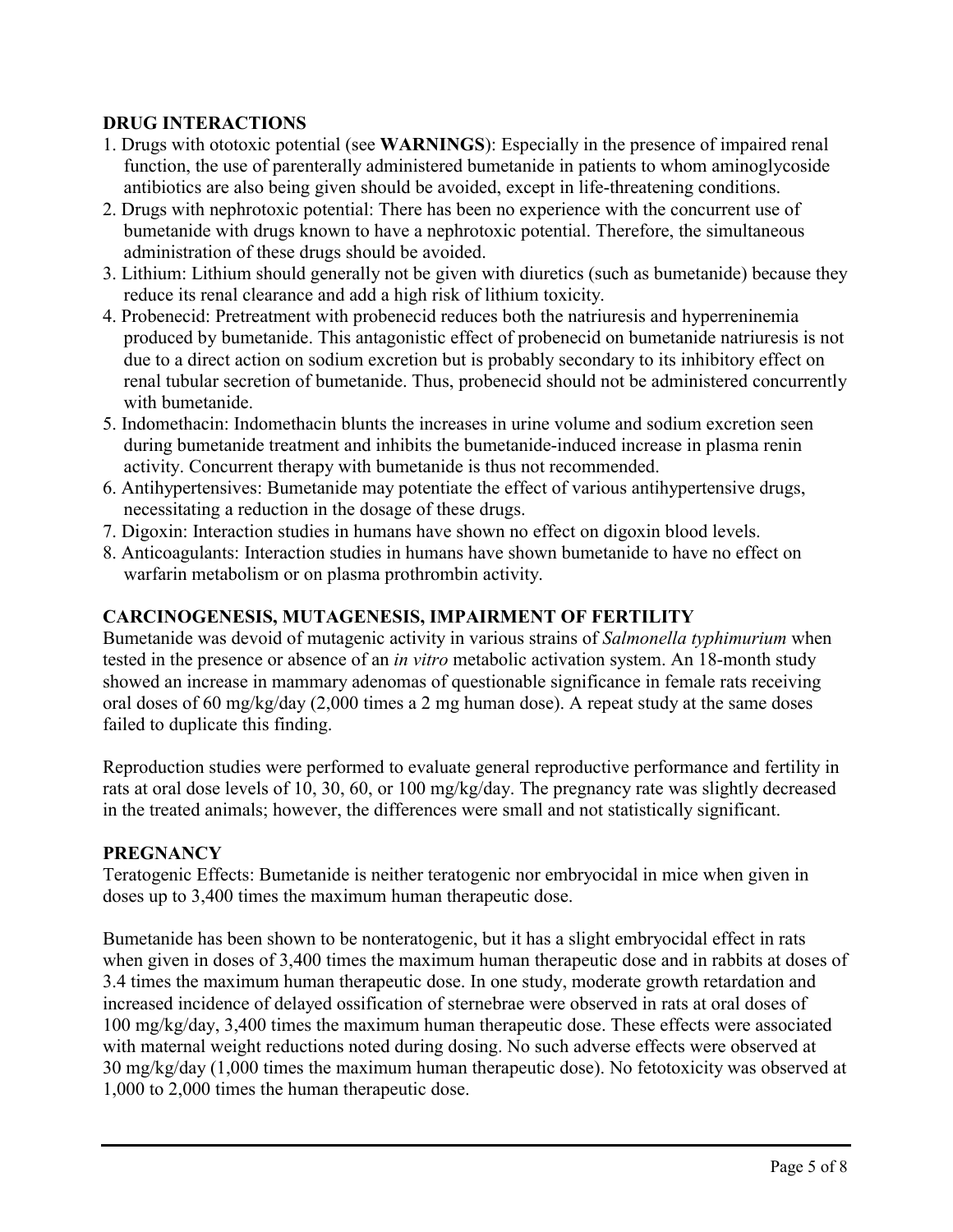## DRUG INTERACTIONS

1. Drugs with ototoxic potential (see **WARNINGS**): Especially in the presence of impaired renal function, the use of parenterally administered bumetanide in patients to whom aminoglycoside antibiotics are also being given should be avoided, except in life-threatening conditions.
2. Drugs with nephrotoxic potential: There has been no experience with the concurrent use of bumetanide with drugs known to have a nephrotoxic potential. Therefore, the simultaneous administration of these drugs should be avoided.
3. Lithium: Lithium should generally not be given with diuretics (such as bumetanide) because they reduce its renal clearance and add a high risk of lithium toxicity.
4. Probenecid: Pretreatment with probenecid reduces both the natriuresis and hyperreninemia produced by bumetanide. This antagonistic effect of probenecid on bumetanide natriuresis is not due to a direct action on sodium excretion but is probably secondary to its inhibitory effect on renal tubular secretion of bumetanide. Thus, probenecid should not be administered concurrently with bumetanide.
5. Indomethacin: Indomethacin blunts the increases in urine volume and sodium excretion seen during bumetanide treatment and inhibits the bumetanide-induced increase in plasma renin activity. Concurrent therapy with bumetanide is thus not recommended.
6. Antihypertensives: Bumetanide may potentiate the effect of various antihypertensive drugs, necessitating a reduction in the dosage of these drugs.
7. Digoxin: Interaction studies in humans have shown no effect on digoxin blood levels.
8. Anticoagulants: Interaction studies in humans have shown bumetanide to have no effect on warfarin metabolism or on plasma prothrombin activity.

## CARCINOGENESIS, MUTAGENESIS, IMPAIRMENT OF FERTILITY

Bumetanide was devoid of mutagenic activity in various strains of *Salmonella typhimurium* when tested in the presence or absence of an *in vitro* metabolic activation system. An 18-month study showed an increase in mammary adenomas of questionable significance in female rats receiving oral doses of 60 mg/kg/day (2,000 times a 2 mg human dose). A repeat study at the same doses failed to duplicate this finding.

Reproduction studies were performed to evaluate general reproductive performance and fertility in rats at oral dose levels of 10, 30, 60, or 100 mg/kg/day. The pregnancy rate was slightly decreased in the treated animals; however, the differences were small and not statistically significant.

## PREGNANCY

Teratogenic Effects: Bumetanide is neither teratogenic nor embryocidal in mice when given in doses up to 3,400 times the maximum human therapeutic dose.

Bumetanide has been shown to be nonteratogenic, but it has a slight embryocidal effect in rats when given in doses of 3,400 times the maximum human therapeutic dose and in rabbits at doses of 3.4 times the maximum human therapeutic dose. In one study, moderate growth retardation and increased incidence of delayed ossification of sternebrae were observed in rats at oral doses of 100 mg/kg/day, 3,400 times the maximum human therapeutic dose. These effects were associated with maternal weight reductions noted during dosing. No such adverse effects were observed at 30 mg/kg/day (1,000 times the maximum human therapeutic dose). No fetotoxicity was observed at 1,000 to 2,000 times the human therapeutic dose.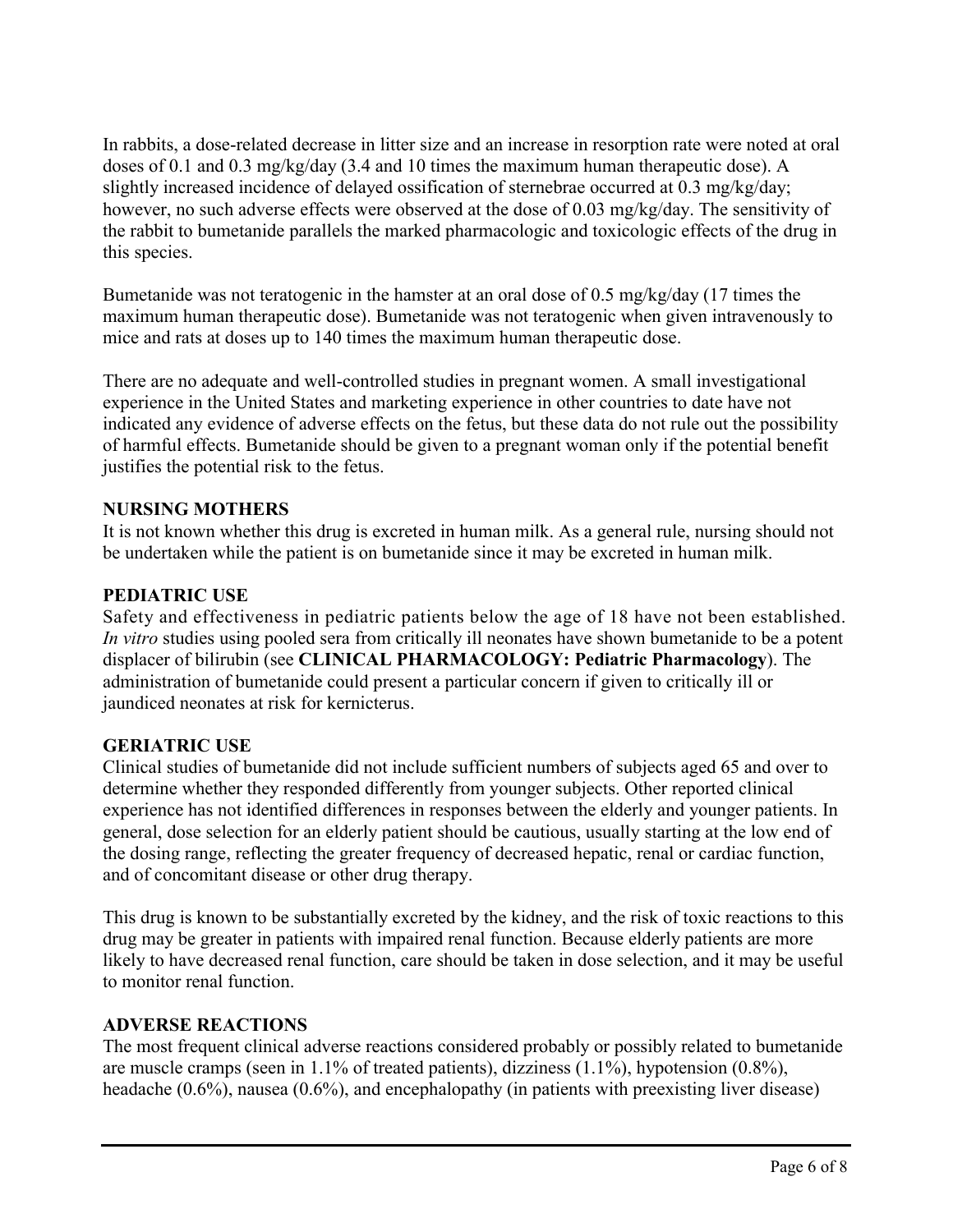In rabbits, a dose-related decrease in litter size and an increase in resorption rate were noted at oral doses of 0.1 and 0.3 mg/kg/day (3.4 and 10 times the maximum human therapeutic dose). A slightly increased incidence of delayed ossification of sternebrae occurred at 0.3 mg/kg/day; however, no such adverse effects were observed at the dose of 0.03 mg/kg/day. The sensitivity of the rabbit to bumetanide parallels the marked pharmacologic and toxicologic effects of the drug in this species.

Bumetanide was not teratogenic in the hamster at an oral dose of 0.5 mg/kg/day (17 times the maximum human therapeutic dose). Bumetanide was not teratogenic when given intravenously to mice and rats at doses up to 140 times the maximum human therapeutic dose.

There are no adequate and well-controlled studies in pregnant women. A small investigational experience in the United States and marketing experience in other countries to date have not indicated any evidence of adverse effects on the fetus, but these data do not rule out the possibility of harmful effects. Bumetanide should be given to a pregnant woman only if the potential benefit justifies the potential risk to the fetus.

**NURSING MOTHERS**

It is not known whether this drug is excreted in human milk. As a general rule, nursing should not be undertaken while the patient is on bumetanide since it may be excreted in human milk.

**PEDIATRIC USE**

Safety and effectiveness in pediatric patients below the age of 18 have not been established. *In vitro* studies using pooled sera from critically ill neonates have shown bumetanide to be a potent displacer of bilirubin (see **CLINICAL PHARMACOLOGY: Pediatric Pharmacology**). The administration of bumetanide could present a particular concern if given to critically ill or jaundiced neonates at risk for kernicterus.

**GERIATRIC USE**

Clinical studies of bumetanide did not include sufficient numbers of subjects aged 65 and over to determine whether they responded differently from younger subjects. Other reported clinical experience has not identified differences in responses between the elderly and younger patients. In general, dose selection for an elderly patient should be cautious, usually starting at the low end of the dosing range, reflecting the greater frequency of decreased hepatic, renal or cardiac function, and of concomitant disease or other drug therapy.

This drug is known to be substantially excreted by the kidney, and the risk of toxic reactions to this drug may be greater in patients with impaired renal function. Because elderly patients are more likely to have decreased renal function, care should be taken in dose selection, and it may be useful to monitor renal function.

**ADVERSE REACTIONS**

The most frequent clinical adverse reactions considered probably or possibly related to bumetanide are muscle cramps (seen in 1.1% of treated patients), dizziness (1.1%), hypotension (0.8%), headache (0.6%), nausea (0.6%), and encephalopathy (in patients with preexisting liver disease)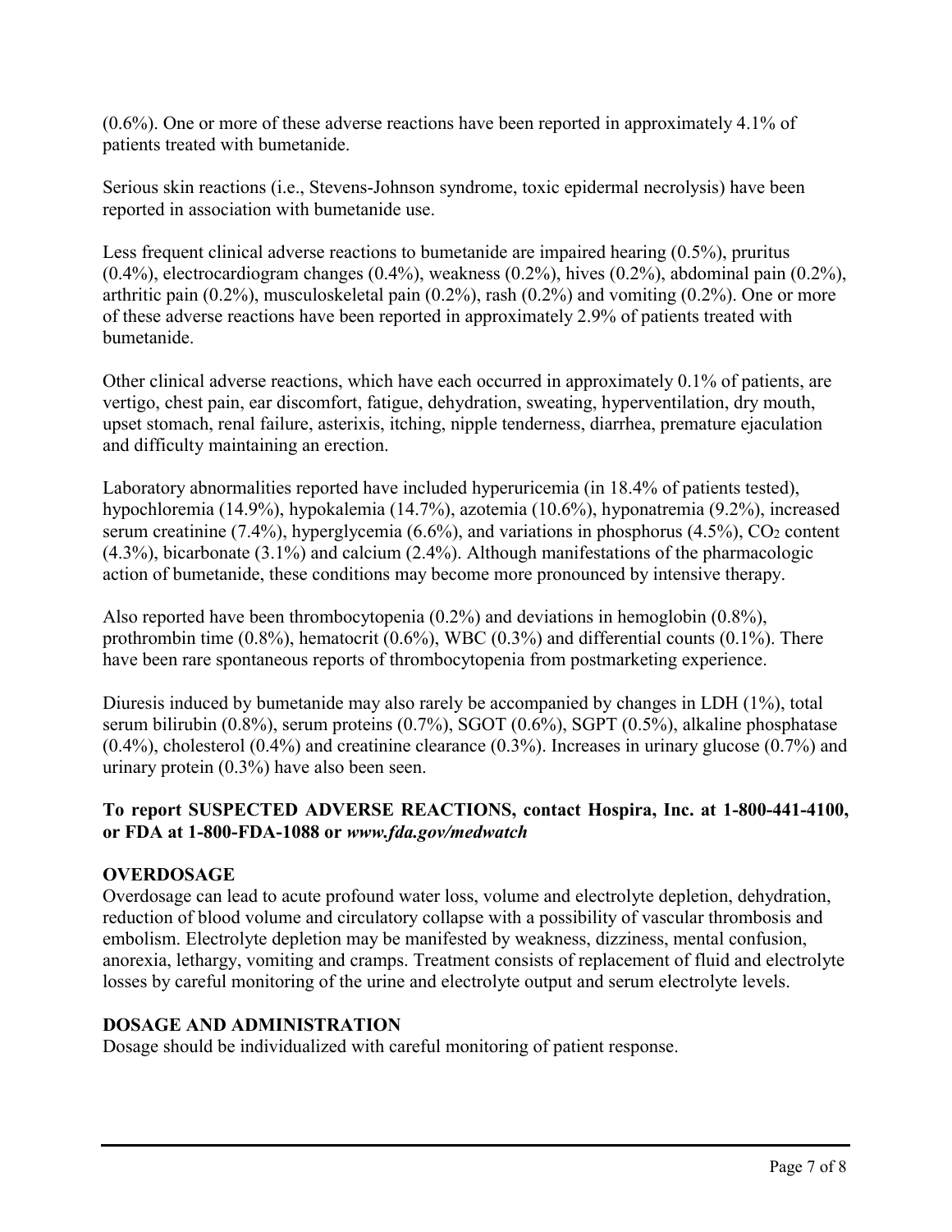(0.6%). One or more of these adverse reactions have been reported in approximately 4.1% of patients treated with bumetanide.

Serious skin reactions (i.e., Stevens-Johnson syndrome, toxic epidermal necrolysis) have been reported in association with bumetanide use.

Less frequent clinical adverse reactions to bumetanide are impaired hearing (0.5%), pruritus (0.4%), electrocardiogram changes (0.4%), weakness (0.2%), hives (0.2%), abdominal pain (0.2%), arthritic pain (0.2%), musculoskeletal pain (0.2%), rash (0.2%) and vomiting (0.2%). One or more of these adverse reactions have been reported in approximately 2.9% of patients treated with bumetanide.

Other clinical adverse reactions, which have each occurred in approximately 0.1% of patients, are vertigo, chest pain, ear discomfort, fatigue, dehydration, sweating, hyperventilation, dry mouth, upset stomach, renal failure, asterixis, itching, nipple tenderness, diarrhea, premature ejaculation and difficulty maintaining an erection.

Laboratory abnormalities reported have included hyperuricemia (in 18.4% of patients tested), hypochloremia (14.9%), hypokalemia (14.7%), azotemia (10.6%), hyponatremia (9.2%), increased serum creatinine (7.4%), hyperglycemia (6.6%), and variations in phosphorus (4.5%), $CO_2$ content (4.3%), bicarbonate (3.1%) and calcium (2.4%). Although manifestations of the pharmacologic action of bumetanide, these conditions may become more pronounced by intensive therapy.

Also reported have been thrombocytopenia (0.2%) and deviations in hemoglobin (0.8%), prothrombin time (0.8%), hematocrit (0.6%), WBC (0.3%) and differential counts (0.1%). There have been rare spontaneous reports of thrombocytopenia from postmarketing experience.

Diuresis induced by bumetanide may also rarely be accompanied by changes in LDH (1%), total serum bilirubin (0.8%), serum proteins (0.7%), SGOT (0.6%), SGPT (0.5%), alkaline phosphatase (0.4%), cholesterol (0.4%) and creatinine clearance (0.3%). Increases in urinary glucose (0.7%) and urinary protein (0.3%) have also been seen.

**To report SUSPECTED ADVERSE REACTIONS, contact Hospira, Inc. at 1-800-441-4100, or FDA at 1-800-FDA-1088 or *www.fda.gov/medwatch***

## OVERDOSAGE

Overdosage can lead to acute profound water loss, volume and electrolyte depletion, dehydration, reduction of blood volume and circulatory collapse with a possibility of vascular thrombosis and embolism. Electrolyte depletion may be manifested by weakness, dizziness, mental confusion, anorexia, lethargy, vomiting and cramps. Treatment consists of replacement of fluid and electrolyte losses by careful monitoring of the urine and electrolyte output and serum electrolyte levels.

## DOSAGE AND ADMINISTRATION

Dosage should be individualized with careful monitoring of patient response.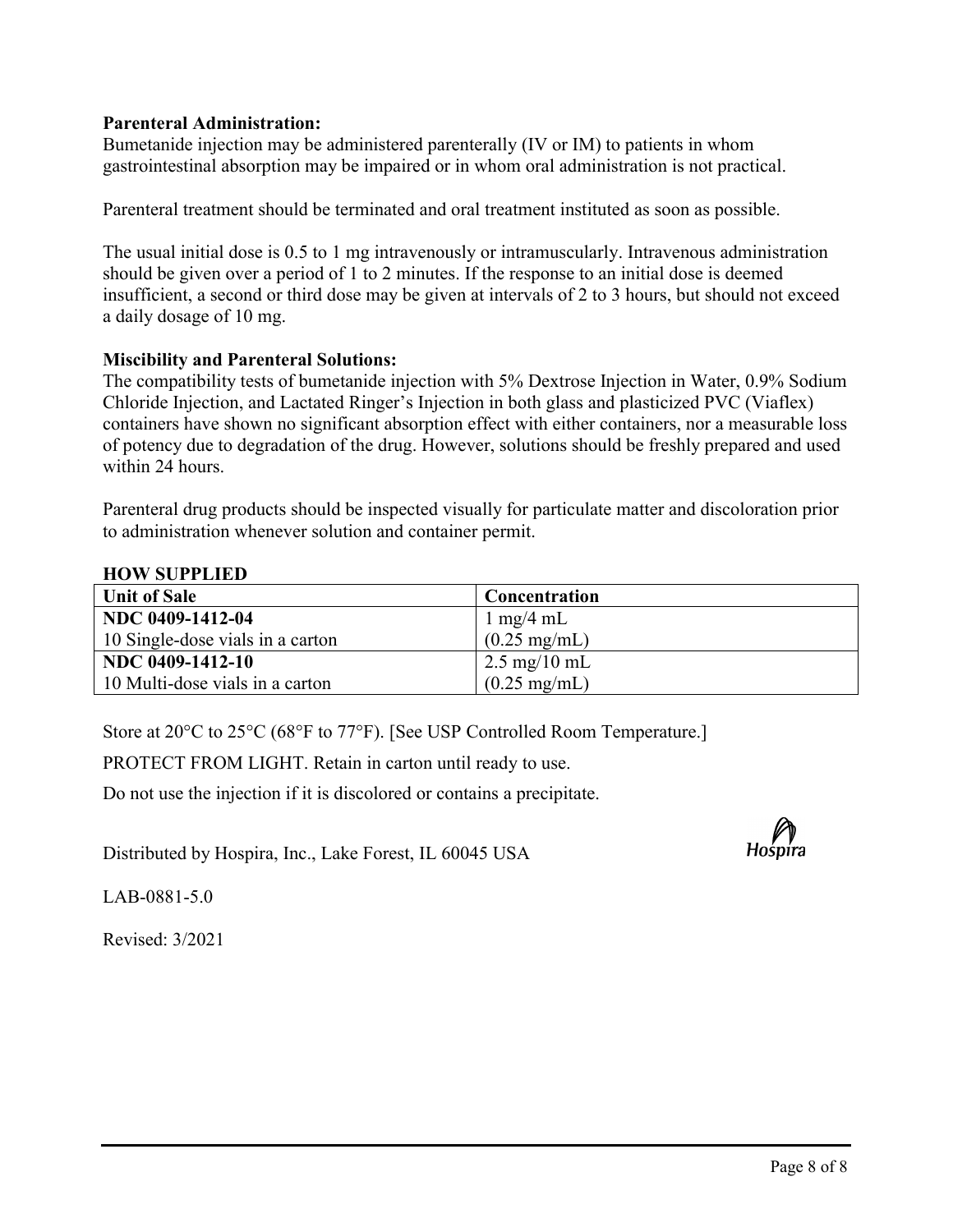**Parenteral Administration:**
Bumetanide injection may be administered parenterally (IV or IM) to patients in whom gastrointestinal absorption may be impaired or in whom oral administration is not practical.

Parenteral treatment should be terminated and oral treatment instituted as soon as possible.

The usual initial dose is 0.5 to 1 mg intravenously or intramuscularly. Intravenous administration should be given over a period of 1 to 2 minutes. If the response to an initial dose is deemed insufficient, a second or third dose may be given at intervals of 2 to 3 hours, but should not exceed a daily dosage of 10 mg.

**Miscibility and Parenteral Solutions:**
The compatibility tests of bumetanide injection with 5% Dextrose Injection in Water, 0.9% Sodium Chloride Injection, and Lactated Ringer's Injection in both glass and plasticized PVC (Viaflex) containers have shown no significant absorption effect with either containers, nor a measurable loss of potency due to degradation of the drug. However, solutions should be freshly prepared and used within 24 hours.

Parenteral drug products should be inspected visually for particulate matter and discoloration prior to administration whenever solution and container permit.

## HOW SUPPLIED

| Unit of Sale | Concentration |
|---|---|
| **NDC 0409-1412-04**<br>10 Single-dose vials in a carton | 1 mg/4 mL<br>(0.25 mg/mL) |
| **NDC 0409-1412-10**<br>10 Multi-dose vials in a carton | 2.5 mg/10 mL<br>(0.25 mg/mL) |

Store at 20°C to 25°C (68°F to 77°F). [See USP Controlled Room Temperature.]

PROTECT FROM LIGHT. Retain in carton until ready to use.

Do not use the injection if it is discolored or contains a precipitate.

Distributed by Hospira, Inc., Lake Forest, IL 60045 USA

Hospira

LAB-0881-5.0

Revised: 3/2021